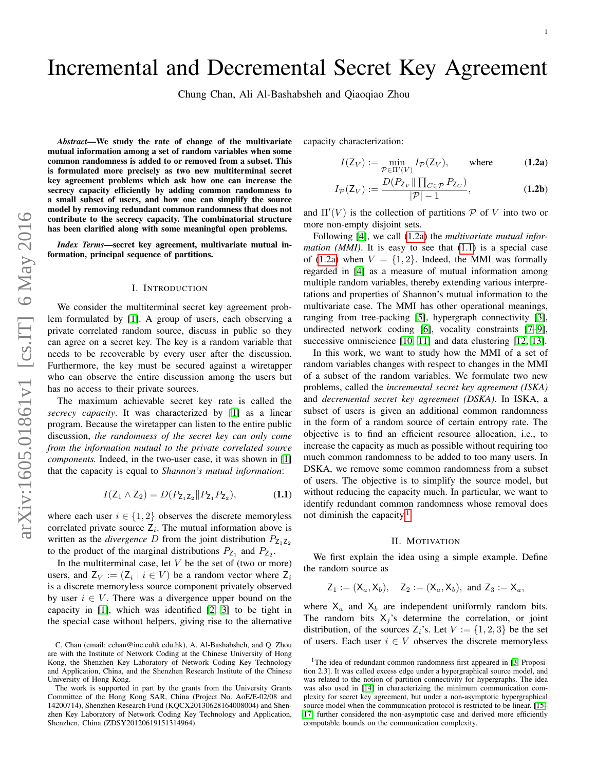# Incremental and Decremental Secret Key Agreement

Chung Chan, Ali Al-Bashabsheh and Qiaoqiao Zhou

***Abstract*—We study the rate of change of the multivariate mutual information among a set of random variables when some common randomness is added to or removed from a subset. This is formulated more precisely as two new multiterminal secret key agreement problems which ask how one can increase the secrecy capacity efficiently by adding common randomness to a small subset of users, and how one can simplify the source model by removing redundant common randomness that does not contribute to the secrecy capacity. The combinatorial structure has been clarified along with some meaningful open problems.**

***Index Terms*—secret key agreement, multivariate mutual information, principal sequence of partitions.**

## I. Introduction

We consider the multiterminal secret key agreement problem formulated by [1]. A group of users, each observing a private correlated random source, discuss in public so they can agree on a secret key. The key is a random variable that needs to be recoverable by every user after the discussion. Furthermore, the key must be secured against a wiretapper who can observe the entire discussion among the users but has no access to their private sources.

The maximum achievable secret key rate is called the *secrecy capacity*. It was characterized by [1] as a linear program. Because the wiretapper can listen to the entire public discussion, *the randomness of the secret key can only come from the information mutual to the private correlated source components.* Indeed, in the two-user case, it was shown in [1] that the capacity is equal to *Shannon's mutual information*:

$$I(\mathsf{Z}_1 \wedge \mathsf{Z}_2) = D(P_{\mathsf{Z}_1\mathsf{Z}_2} \| P_{\mathsf{Z}_1} P_{\mathsf{Z}_2}), \tag{1.1}$$

where each user $i \in \{1,2\}$ observes the discrete memoryless correlated private source $\mathsf{Z}_i$. The mutual information above is written as the *divergence* $D$ from the joint distribution $P_{\mathsf{Z}_1\mathsf{Z}_2}$ to the product of the marginal distributions $P_{\mathsf{Z}_1}$ and $P_{\mathsf{Z}_2}$.

In the multiterminal case, let $V$ be the set of (two or more) users, and $\mathsf{Z}_V := (\mathsf{Z}_i \mid i \in V)$ be a random vector where $\mathsf{Z}_i$ is a discrete memoryless source component privately observed by user $i \in V$. There was a divergence upper bound on the capacity in [1], which was identified [2], [3] to be tight in the special case without helpers, giving rise to the alternative capacity characterization:

$$I(\mathsf{Z}_V) := \min_{\mathcal{P} \in \Pi'(V)} I_{\mathcal{P}}(\mathsf{Z}_V), \qquad \text{where} \tag{1.2a}$$

$$I_{\mathcal{P}}(\mathsf{Z}_V) := \frac{D(P_{\mathsf{Z}_V} \| \prod_{C \in \mathcal{P}} P_{\mathsf{Z}_C})}{|\mathcal{P}| - 1}, \tag{1.2b}$$

and $\Pi'(V)$ is the collection of partitions $\mathcal{P}$ of $V$ into two or more non-empty disjoint sets.

Following [4], we call (1.2a) the *multivariate mutual information (MMI)*. It is easy to see that (1.1) is a special case of (1.2a) when $V = \{1,2\}$. Indeed, the MMI was formally regarded in [4] as a measure of mutual information among multiple random variables, thereby extending various interpretations and properties of Shannon's mutual information to the multivariate case. The MMI has other operational meanings, ranging from tree-packing [5], hypergraph connectivity [3], undirected network coding [6], vocality constraints [7]–[9], successive omniscience [10], [11] and data clustering [12], [13].

In this work, we want to study how the MMI of a set of random variables changes with respect to changes in the MMI of a subset of the random variables. We formulate two new problems, called the *incremental secret key agreement (ISKA)* and *decremental secret key agreement (DSKA)*. In ISKA, a subset of users is given an additional common randomness in the form of a random source of certain entropy rate. The objective is to find an efficient resource allocation, i.e., to increase the capacity as much as possible without requiring too much common randomness to be added to too many users. In DSKA, we remove some common randomness from a subset of users. The objective is to simplify the source model, but without reducing the capacity much. In particular, we want to identify redundant common randomness whose removal does not diminish the capacity.[1]

## II. Motivation

We first explain the idea using a simple example. Define the random source as

$$\mathsf{Z}_1 := (\mathsf{X}_a, \mathsf{X}_b), \quad \mathsf{Z}_2 := (\mathsf{X}_a, \mathsf{X}_b), \text{ and } \mathsf{Z}_3 := \mathsf{X}_a,$$

where $\mathsf{X}_a$ and $\mathsf{X}_b$ are independent uniformly random bits. The random bits $\mathsf{X}_j$'s determine the correlation, or joint distribution, of the sources $\mathsf{Z}_i$'s. Let $V := \{1,2,3\}$ be the set of users. Each user $i \in V$ observes the discrete memoryless

C. Chan (email: cchan@inc.cuhk.edu.hk), A. Al-Bashabsheh, and Q. Zhou are with the Institute of Network Coding at the Chinese University of Hong Kong, the Shenzhen Key Laboratory of Network Coding Key Technology and Application, China, and the Shenzhen Research Institute of the Chinese University of Hong Kong.

The work is supported in part by the grants from the University Grants Committee of the Hong Kong SAR, China (Project No. AoE/E-02/08 and 14200714), Shenzhen Research Fund (KQCX20130628164008004) and Shenzhen Key Laboratory of Network Coding Key Technology and Application, Shenzhen, China (ZDSY20120619151314964).

[1] The idea of redundant common randomness first appeared in [3, Proposition 2.3]. It was called excess edge under a hypergraphical source model, and was related to the notion of partition connectivity for hypergraphs. The idea was also used in [14] in characterizing the minimum communication complexity for secret key agreement, but under a non-asymptotic hypergraphical source model when the communication protocol is restricted to be linear. [15]–[17] further considered the non-asymptotic case and derived more efficiently computable bounds on the communication complexity.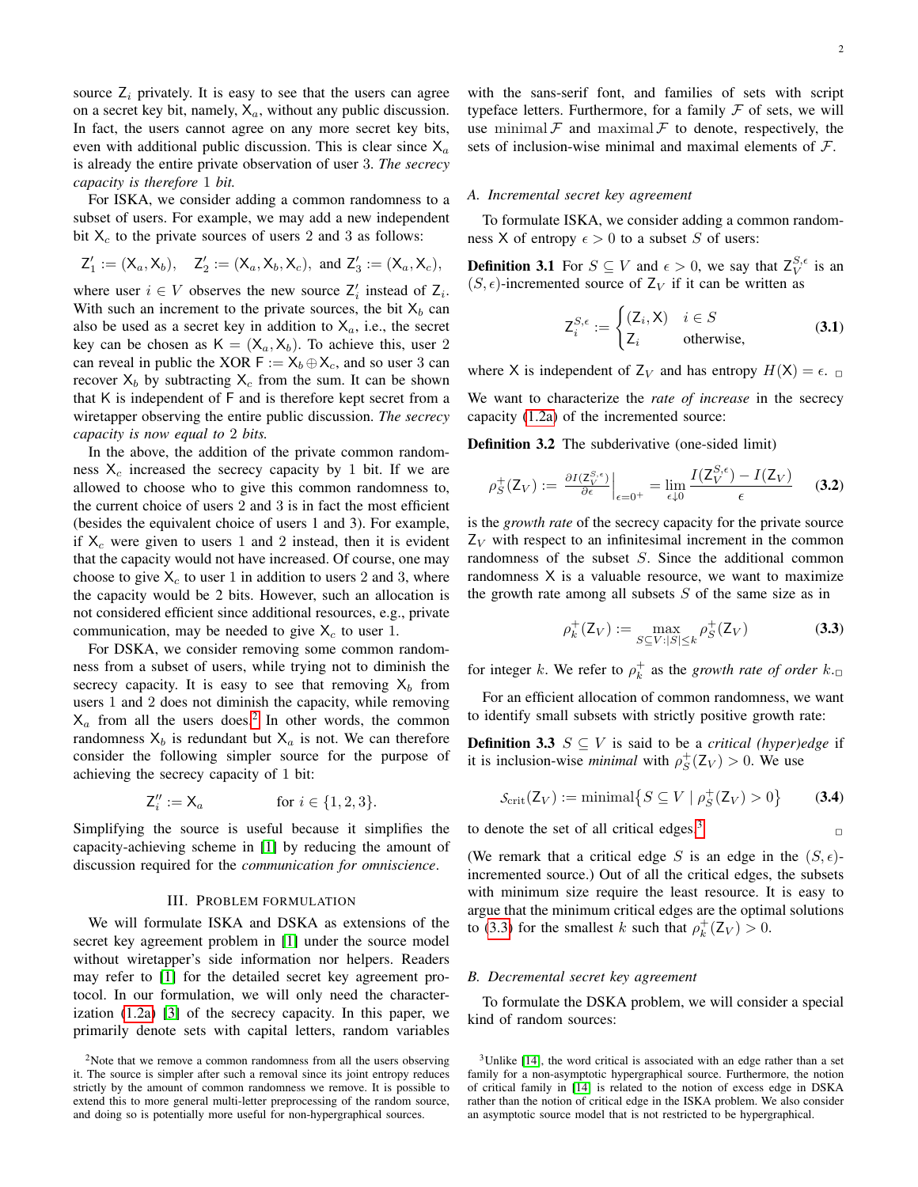source $\mathsf{Z}_i$ privately. It is easy to see that the users can agree on a secret key bit, namely, $\mathsf{X}_a$, without any public discussion. In fact, the users cannot agree on any more secret key bits, even with additional public discussion. This is clear since $\mathsf{X}_a$ is already the entire private observation of user 3. *The secrecy capacity is therefore* 1 *bit.*

For ISKA, we consider adding a common randomness to a subset of users. For example, we may add a new independent bit $\mathsf{X}_c$ to the private sources of users 2 and 3 as follows:

$$\mathsf{Z}'_1 := (\mathsf{X}_a, \mathsf{X}_b), \quad \mathsf{Z}'_2 := (\mathsf{X}_a, \mathsf{X}_b, \mathsf{X}_c), \text{ and } \mathsf{Z}'_3 := (\mathsf{X}_a, \mathsf{X}_c),$$

where user $i \in V$ observes the new source $\mathsf{Z}'_i$ instead of $\mathsf{Z}_i$. With such an increment to the private sources, the bit $\mathsf{X}_b$ can also be used as a secret key in addition to $\mathsf{X}_a$, i.e., the secret key can be chosen as $\mathsf{K} = (\mathsf{X}_a, \mathsf{X}_b)$. To achieve this, user 2 can reveal in public the XOR $\mathsf{F} := \mathsf{X}_b \oplus \mathsf{X}_c$, and so user 3 can recover $\mathsf{X}_b$ by subtracting $\mathsf{X}_c$ from the sum. It can be shown that $\mathsf{K}$ is independent of $\mathsf{F}$ and is therefore kept secret from a wiretapper observing the entire public discussion. *The secrecy capacity is now equal to* 2 *bits.*

In the above, the addition of the private common randomness $\mathsf{X}_c$ increased the secrecy capacity by 1 bit. If we are allowed to choose who to give this common randomness to, the current choice of users 2 and 3 is in fact the most efficient (besides the equivalent choice of users 1 and 3). For example, if $\mathsf{X}_c$ were given to users 1 and 2 instead, then it is evident that the capacity would not have increased. Of course, one may choose to give $\mathsf{X}_c$ to user 1 in addition to users 2 and 3, where the capacity would be 2 bits. However, such an allocation is not considered efficient since additional resources, e.g., private communication, may be needed to give $\mathsf{X}_c$ to user 1.

For DSKA, we consider removing some common randomness from a subset of users, while trying not to diminish the secrecy capacity. It is easy to see that removing $\mathsf{X}_b$ from users 1 and 2 does not diminish the capacity, while removing $\mathsf{X}_a$ from all the users does.[2] In other words, the common randomness $\mathsf{X}_b$ is redundant but $\mathsf{X}_a$ is not. We can therefore consider the following simpler source for the purpose of achieving the secrecy capacity of 1 bit:

$$\mathsf{Z}''_i := \mathsf{X}_a \qquad \text{for } i \in \{1, 2, 3\}.$$

Simplifying the source is useful because it simplifies the capacity-achieving scheme in [1] by reducing the amount of discussion required for the *communication for omniscience*.

## III. Problem Formulation

We will formulate ISKA and DSKA as extensions of the secret key agreement problem in [1] under the source model without wiretapper's side information nor helpers. Readers may refer to [1] for the detailed secret key agreement protocol. In our formulation, we will only need the characterization (1.2a) [3] of the secrecy capacity. In this paper, we primarily denote sets with capital letters, random variables with the sans-serif font, and families of sets with script typeface letters. Furthermore, for a family $\mathcal{F}$ of sets, we will use $\operatorname{minimal} \mathcal{F}$ and $\operatorname{maximal} \mathcal{F}$ to denote, respectively, the sets of inclusion-wise minimal and maximal elements of $\mathcal{F}$.

### A. Incremental secret key agreement

To formulate ISKA, we consider adding a common randomness $\mathsf{X}$ of entropy $\epsilon > 0$ to a subset $S$ of users:

**Definition 3.1** For $S \subseteq V$ and $\epsilon > 0$, we say that $\mathsf{Z}_V^{S,\epsilon}$ is an $(S, \epsilon)$-incremented source of $\mathsf{Z}_V$ if it can be written as

$$\mathsf{Z}_i^{S,\epsilon} := \begin{cases} (\mathsf{Z}_i, \mathsf{X}) & i \in S \\ \mathsf{Z}_i & \text{otherwise,} \end{cases} \tag{3.1}$$

where $\mathsf{X}$ is independent of $\mathsf{Z}_V$ and has entropy $H(\mathsf{X}) = \epsilon$. □

We want to characterize the *rate of increase* in the secrecy capacity (1.2a) of the incremented source:

**Definition 3.2** The subderivative (one-sided limit)

$$\rho_S^+(\mathsf{Z}_V) := \left.\frac{\partial I(\mathsf{Z}_V^{S,\epsilon})}{\partial \epsilon}\right|_{\epsilon=0^+} = \lim_{\epsilon \downarrow 0} \frac{I(\mathsf{Z}_V^{S,\epsilon}) - I(\mathsf{Z}_V)}{\epsilon} \tag{3.2}$$

is the *growth rate* of the secrecy capacity for the private source $\mathsf{Z}_V$ with respect to an infinitesimal increment in the common randomness of the subset $S$. Since the additional common randomness $\mathsf{X}$ is a valuable resource, we want to maximize the growth rate among all subsets $S$ of the same size as in

$$\rho_k^+(\mathsf{Z}_V) := \max_{S \subseteq V : |S| \leq k} \rho_S^+(\mathsf{Z}_V) \tag{3.3}$$

for integer $k$. We refer to $\rho_k^+$ as the *growth rate of order* $k$. □

For an efficient allocation of common randomness, we want to identify small subsets with strictly positive growth rate:

**Definition 3.3** $S \subseteq V$ is said to be a *critical (hyper)edge* if it is inclusion-wise *minimal* with $\rho_S^+(\mathsf{Z}_V) > 0$. We use

$$\mathcal{S}_{\text{crit}}(\mathsf{Z}_V) := \operatorname{minimal}\{S \subseteq V \mid \rho_S^+(\mathsf{Z}_V) > 0\} \tag{3.4}$$

to denote the set of all critical edges.[3] □

(We remark that a critical edge $S$ is an edge in the $(S, \epsilon)$-incremented source.) Out of all the critical edges, the subsets with minimum size require the least resource. It is easy to argue that the minimum critical edges are the optimal solutions to (3.3) for the smallest $k$ such that $\rho_k^+(\mathsf{Z}_V) > 0$.

### B. Decremental secret key agreement

To formulate the DSKA problem, we will consider a special kind of random sources:

[2] Note that we remove a common randomness from all the users observing it. The source is simpler after such a removal since its joint entropy reduces strictly by the amount of common randomness we remove. It is possible to extend this to more general multi-letter preprocessing of the random source, and doing so is potentially more useful for non-hypergraphical sources.

[3] Unlike [14], the word critical is associated with an edge rather than a set family for a non-asymptotic hypergraphical source. Furthermore, the notion of critical family in [14] is related to the notion of excess edge in DSKA rather than the notion of critical edge in the ISKA problem. We also consider an asymptotic source model that is not restricted to be hypergraphical.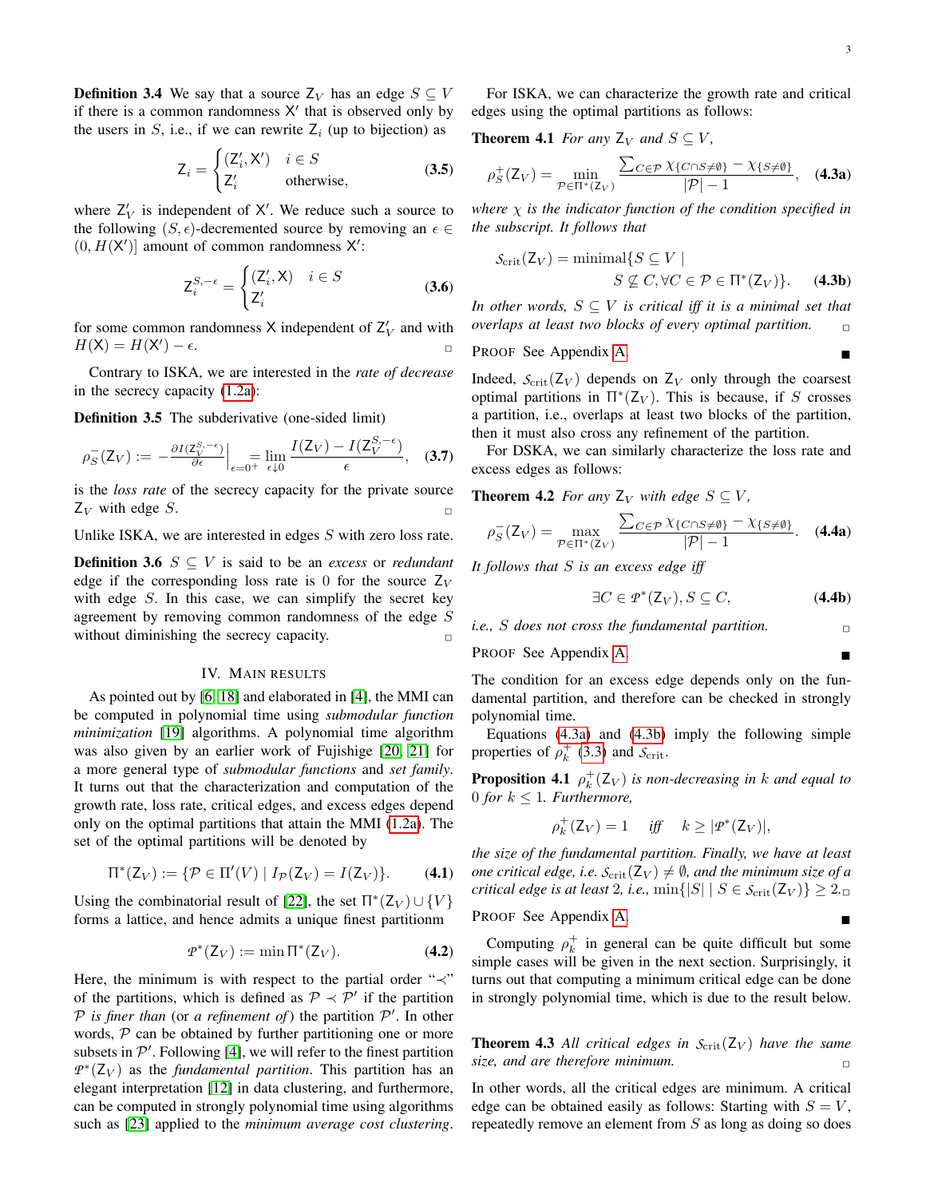**Definition 3.4** We say that a source $\mathsf{Z}_V$ has an edge $S \subseteq V$ if there is a common randomness $\mathsf{X}'$ that is observed only by the users in $S$, i.e., if we can rewrite $\mathsf{Z}_i$ (up to bijection) as

$$\mathsf{Z}_i = \begin{cases} (\mathsf{Z}'_i, \mathsf{X}') & i \in S \\ \mathsf{Z}'_i & \text{otherwise}, \end{cases} \tag{3.5}$$

where $\mathsf{Z}'_V$ is independent of $\mathsf{X}'$. We reduce such a source to the following $(S, \epsilon)$-decremented source by removing an $\epsilon \in (0, H(\mathsf{X}')]$ amount of common randomness $\mathsf{X}'$:

$$\mathsf{Z}_i^{S,-\epsilon} = \begin{cases} (\mathsf{Z}'_i, \mathsf{X}) & i \in S \\ \mathsf{Z}'_i \end{cases} \tag{3.6}$$

for some common randomness $\mathsf{X}$ independent of $\mathsf{Z}'_V$ and with $H(\mathsf{X}) = H(\mathsf{X}') - \epsilon$. □

Contrary to ISKA, we are interested in the *rate of decrease* in the secrecy capacity (1.2a):

**Definition 3.5** The subderivative (one-sided limit)

$$\rho_S^-(\mathsf{Z}_V) := -\frac{\partial I(\mathsf{Z}_V^{S,-\epsilon})}{\partial \epsilon}\bigg|_{\epsilon=0^+} = \lim_{\epsilon \downarrow 0} \frac{I(\mathsf{Z}_V) - I(\mathsf{Z}_V^{S,-\epsilon})}{\epsilon}, \tag{3.7}$$

is the *loss rate* of the secrecy capacity for the private source $\mathsf{Z}_V$ with edge $S$. □

Unlike ISKA, we are interested in edges $S$ with zero loss rate.

**Definition 3.6** $S \subseteq V$ is said to be an *excess* or *redundant* edge if the corresponding loss rate is 0 for the source $\mathsf{Z}_V$ with edge $S$. In this case, we can simplify the secret key agreement by removing common randomness of the edge $S$ without diminishing the secrecy capacity. □

## IV. Main results

As pointed out by [6, 18] and elaborated in [4], the MMI can be computed in polynomial time using *submodular function minimization* [19] algorithms. A polynomial time algorithm was also given by an earlier work of Fujishige [20, 21] for a more general type of *submodular functions* and *set family*. It turns out that the characterization and computation of the growth rate, loss rate, critical edges, and excess edges depend only on the optimal partitions that attain the MMI (1.2a). The set of the optimal partitions will be denoted by

$$\Pi^*(\mathsf{Z}_V) := \{\mathcal{P} \in \Pi'(V) \mid I_{\mathcal{P}}(\mathsf{Z}_V) = I(\mathsf{Z}_V)\}. \tag{4.1}$$

Using the combinatorial result of [22], the set $\Pi^*(\mathsf{Z}_V) \cup \{V\}$ forms a lattice, and hence admits a unique finest partitionm

$$\mathcal{P}^*(\mathsf{Z}_V) := \min \Pi^*(\mathsf{Z}_V). \tag{4.2}$$

Here, the minimum is with respect to the partial order "$\prec$" of the partitions, which is defined as $\mathcal{P} \prec \mathcal{P}'$ if the partition $\mathcal{P}$ *is finer than* (or *a refinement of*) the partition $\mathcal{P}'$. In other words, $\mathcal{P}$ can be obtained by further partitioning one or more subsets in $\mathcal{P}'$. Following [4], we will refer to the finest partition $\mathcal{P}^*(\mathsf{Z}_V)$ as the *fundamental partition*. This partition has an elegant interpretation [12] in data clustering, and furthermore, can be computed in strongly polynomial time using algorithms such as [23] applied to the *minimum average cost clustering*.

For ISKA, we can characterize the growth rate and critical edges using the optimal partitions as follows:

**Theorem 4.1** *For any $\mathsf{Z}_V$ and $S \subseteq V$,*

$$\rho_S^+(\mathsf{Z}_V) = \min_{\mathcal{P} \in \Pi^*(\mathsf{Z}_V)} \frac{\sum_{C \in \mathcal{P}} \chi_{\{C \cap S \neq \emptyset\}} - \chi_{\{S \neq \emptyset\}}}{|\mathcal{P}| - 1}, \tag{4.3a}$$

*where $\chi$ is the indicator function of the condition specified in the subscript. It follows that*

$$\mathcal{S}_{\text{crit}}(\mathsf{Z}_V) = \text{minimal}\{S \subseteq V \mid S \not\subseteq C, \forall C \in \mathcal{P} \in \Pi^*(\mathsf{Z}_V)\}. \tag{4.3b}$$

*In other words, $S \subseteq V$ is critical iff it is a minimal set that overlaps at least two blocks of every optimal partition.* □

Proof See Appendix A. ■

Indeed, $\mathcal{S}_{\text{crit}}(\mathsf{Z}_V)$ depends on $\mathsf{Z}_V$ only through the coarsest optimal partitions in $\Pi^*(\mathsf{Z}_V)$. This is because, if $S$ crosses a partition, i.e., overlaps at least two blocks of the partition, then it must also cross any refinement of the partition.

For DSKA, we can similarly characterize the loss rate and excess edges as follows:

**Theorem 4.2** *For any $\mathsf{Z}_V$ with edge $S \subseteq V$,*

$$\rho_S^-(\mathsf{Z}_V) = \max_{\mathcal{P} \in \Pi^*(\mathsf{Z}_V)} \frac{\sum_{C \in \mathcal{P}} \chi_{\{C \cap S \neq \emptyset\}} - \chi_{\{S \neq \emptyset\}}}{|\mathcal{P}| - 1}. \tag{4.4a}$$

*It follows that $S$ is an excess edge iff*

$$\exists C \in \mathcal{P}^*(\mathsf{Z}_V), S \subseteq C, \tag{4.4b}$$

*i.e., $S$ does not cross the fundamental partition.* □

Proof See Appendix A. ■

The condition for an excess edge depends only on the fundamental partition, and therefore can be checked in strongly polynomial time.

Equations (4.3a) and (4.3b) imply the following simple properties of $\rho_k^+$ (3.3) and $\mathcal{S}_{\text{crit}}$.

**Proposition 4.1** *$\rho_k^+(\mathsf{Z}_V)$ is non-decreasing in $k$ and equal to 0 for $k \leq 1$. Furthermore,*

$$\rho_k^+(\mathsf{Z}_V) = 1 \quad \textit{iff} \quad k \geq |\mathcal{P}^*(\mathsf{Z}_V)|,$$

*the size of the fundamental partition. Finally, we have at least one critical edge, i.e. $\mathcal{S}_{\text{crit}}(\mathsf{Z}_V) \neq \emptyset$, and the minimum size of a critical edge is at least 2, i.e., $\min\{|S| \mid S \in \mathcal{S}_{\text{crit}}(\mathsf{Z}_V)\} \geq 2$.* □

Proof See Appendix A. ■

Computing $\rho_k^+$ in general can be quite difficult but some simple cases will be given in the next section. Surprisingly, it turns out that computing a minimum critical edge can be done in strongly polynomial time, which is due to the result below.

**Theorem 4.3** *All critical edges in $\mathcal{S}_{\text{crit}}(\mathsf{Z}_V)$ have the same size, and are therefore minimum.* □

In other words, all the critical edges are minimum. A critical edge can be obtained easily as follows: Starting with $S = V$, repeatedly remove an element from $S$ as long as doing so does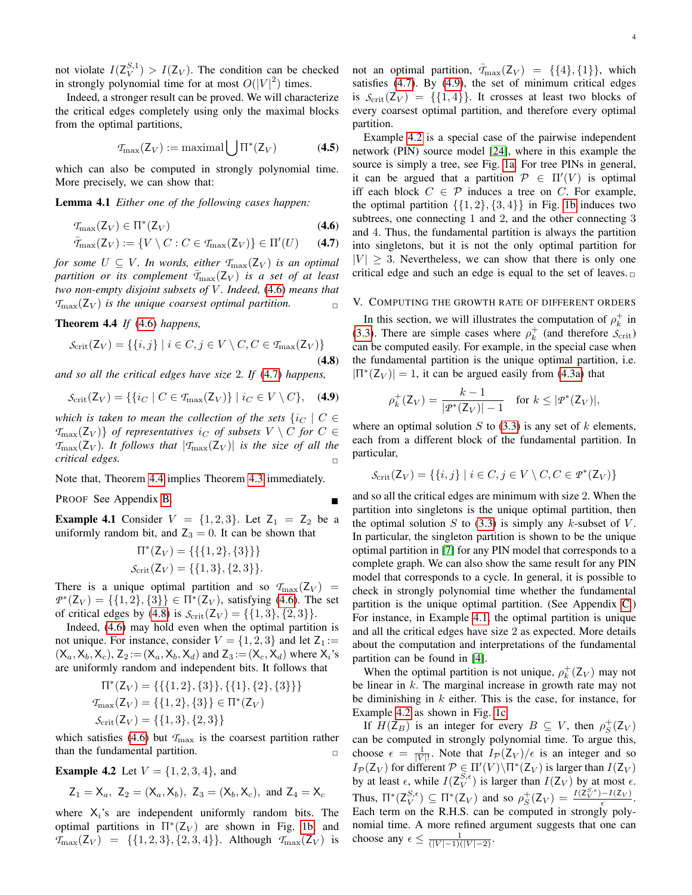not violate $I(\mathsf{Z}_V^{S,1}) > I(\mathsf{Z}_V)$. The condition can be checked in strongly polynomial time for at most $O(|V|^2)$ times.

Indeed, a stronger result can be proved. We will characterize the critical edges completely using only the maximal blocks from the optimal partitions,

$$\mathcal{T}_{\max}(\mathsf{Z}_V) := \text{maximal} \bigcup \Pi^*(\mathsf{Z}_V) \tag{4.5}$$

which can also be computed in strongly polynomial time. More precisely, we can show that:

**Lemma 4.1** *Either one of the following cases happen:*

$$\mathcal{T}_{\max}(\mathsf{Z}_V) \in \Pi^*(\mathsf{Z}_V) \tag{4.6}$$

$$\bar{\mathcal{T}}_{\max}(\mathsf{Z}_V) := \{V \setminus C : C \in \mathcal{T}_{\max}(\mathsf{Z}_V)\} \in \Pi'(U) \tag{4.7}$$

*for some $U \subseteq V$. In words, either $\mathcal{T}_{\max}(\mathsf{Z}_V)$ is an optimal partition or its complement $\bar{\mathcal{T}}_{\max}(\mathsf{Z}_V)$ is a set of at least two non-empty disjoint subsets of $V$. Indeed, (4.6) means that $\mathcal{T}_{\max}(\mathsf{Z}_V)$ is the unique coarsest optimal partition.* □

**Theorem 4.4** *If (4.6) happens,*

$$\mathcal{S}_{\text{crit}}(\mathsf{Z}_V) = \{\{i,j\} \mid i \in C, j \in V \setminus C, C \in \mathcal{T}_{\max}(\mathsf{Z}_V)\} \tag{4.8}$$

*and so all the critical edges have size 2. If (4.7) happens,*

$$\mathcal{S}_{\text{crit}}(\mathsf{Z}_V) = \{\{i_C \mid C \in \mathcal{T}_{\max}(\mathsf{Z}_V)\} \mid i_C \in V \setminus C\}, \tag{4.9}$$

*which is taken to mean the collection of the sets $\{i_C \mid C \in \mathcal{T}_{\max}(\mathsf{Z}_V)\}$ of representatives $i_C$ of subsets $V \setminus C$ for $C \in \mathcal{T}_{\max}(\mathsf{Z}_V)$. It follows that $|\mathcal{T}_{\max}(\mathsf{Z}_V)|$ is the size of all the critical edges.* □

Note that, Theorem 4.4 implies Theorem 4.3 immediately.

PROOF See Appendix B. ■

**Example 4.1** Consider $V = \{1,2,3\}$. Let $\mathsf{Z}_1 = \mathsf{Z}_2$ be a uniformly random bit, and $\mathsf{Z}_3 = 0$. It can be shown that

$$\Pi^*(\mathsf{Z}_V) = \{\{\{1,2\},\{3\}\}\}$$
$$\mathcal{S}_{\text{crit}}(\mathsf{Z}_V) = \{\{1,3\},\{2,3\}\}.$$

There is a unique optimal partition and so $\mathcal{T}_{\max}(\mathsf{Z}_V) = \mathcal{P}^*(\mathsf{Z}_V) = \{\{1,2\},\{3\}\} \in \Pi^*(\mathsf{Z}_V)$, satisfying (4.6). The set of critical edges by (4.8) is $\mathcal{S}_{\text{crit}}(\mathsf{Z}_V) = \{\{1,3\},\{2,3\}\}$.

Indeed, (4.6) may hold even when the optimal partition is not unique. For instance, consider $V = \{1,2,3\}$ and let $\mathsf{Z}_1 := (\mathsf{X}_a, \mathsf{X}_b, \mathsf{X}_c)$, $\mathsf{Z}_2 := (\mathsf{X}_a, \mathsf{X}_b, \mathsf{X}_d)$ and $\mathsf{Z}_3 := (\mathsf{X}_c, \mathsf{X}_d)$ where $\mathsf{X}_i$'s are uniformly random and independent bits. It follows that

$$\Pi^*(\mathsf{Z}_V) = \{\{\{1,2\},\{3\}\},\{\{1\},\{2\},\{3\}\}\}$$
$$\mathcal{T}_{\max}(\mathsf{Z}_V) = \{\{1,2\},\{3\}\} \in \Pi^*(\mathsf{Z}_V)$$
$$\mathcal{S}_{\text{crit}}(\mathsf{Z}_V) = \{\{1,3\},\{2,3\}\}$$

which satisfies (4.6) but $\mathcal{T}_{\max}$ is the coarsest partition rather than the fundamental partition. □

**Example 4.2** Let $V = \{1,2,3,4\}$, and

$$\mathsf{Z}_1 = \mathsf{X}_a, \; \mathsf{Z}_2 = (\mathsf{X}_a, \mathsf{X}_b), \; \mathsf{Z}_3 = (\mathsf{X}_b, \mathsf{X}_c), \text{ and } \mathsf{Z}_4 = \mathsf{X}_c$$

where $\mathsf{X}_i$'s are independent uniformly random bits. The optimal partitions in $\Pi^*(\mathsf{Z}_V)$ are shown in Fig. 1b and $\mathcal{T}_{\max}(\mathsf{Z}_V) = \{\{1,2,3\},\{2,3,4\}\}$. Although $\mathcal{T}_{\max}(\mathsf{Z}_V)$ is not an optimal partition, $\bar{\mathcal{T}}_{\max}(\mathsf{Z}_V) = \{\{4\},\{1\}\}$, which satisfies (4.7). By (4.9), the set of minimum critical edges is $\mathcal{S}_{\text{crit}}(\mathsf{Z}_V) = \{\{1,4\}\}$. It crosses at least two blocks of every coarsest optimal partition, and therefore every optimal partition.

Example 4.2 is a special case of the pairwise independent network (PIN) source model [24], where in this example the source is simply a tree, see Fig. 1a. For tree PINs in general, it can be argued that a partition $\mathcal{P} \in \Pi'(V)$ is optimal iff each block $C \in \mathcal{P}$ induces a tree on $C$. For example, the optimal partition $\{\{1,2\},\{3,4\}\}$ in Fig. 1b induces two subtrees, one connecting 1 and 2, and the other connecting 3 and 4. Thus, the fundamental partition is always the partition into singletons, but it is not the only optimal partition for $|V| \geq 3$. Nevertheless, we can show that there is only one critical edge and such an edge is equal to the set of leaves. □

## V. Computing the growth rate of different orders

In this section, we will illustrates the computation of $\rho_k^+$ in (3.3). There are simple cases where $\rho_k^+$ (and therefore $\mathcal{S}_{\text{crit}}$) can be computed easily. For example, in the special case when the fundamental partition is the unique optimal partition, i.e. $|\Pi^*(\mathsf{Z}_V)| = 1$, it can be argued easily from (4.3a) that

$$\rho_k^+(\mathsf{Z}_V) = \frac{k-1}{|\mathcal{P}^*(\mathsf{Z}_V)| - 1} \quad \text{for } k \leq |\mathcal{P}^*(\mathsf{Z}_V)|,$$

where an optimal solution $S$ to (3.3) is any set of $k$ elements, each from a different block of the fundamental partition. In particular,

$$\mathcal{S}_{\text{crit}}(\mathsf{Z}_V) = \{\{i,j\} \mid i \in C, j \in V \setminus C, C \in \mathcal{P}^*(\mathsf{Z}_V)\}$$

and so all the critical edges are minimum with size 2. When the partition into singletons is the unique optimal partition, then the optimal solution $S$ to (3.3) is simply any $k$-subset of $V$. In particular, the singleton partition is shown to be the unique optimal partition in [7] for any PIN model that corresponds to a complete graph. We can also show the same result for any PIN model that corresponds to a cycle. In general, it is possible to check in strongly polynomial time whether the fundamental partition is the unique optimal partition. (See Appendix C.) For instance, in Example 4.1, the optimal partition is unique and all the critical edges have size 2 as expected. More details about the computation and interpretations of the fundamental partition can be found in [4].

When the optimal partition is not unique, $\rho_k^+(\mathsf{Z}_V)$ may not be linear in $k$. The marginal increase in growth rate may not be diminishing in $k$ either. This is the case, for instance, for Example 4.2 as shown in Fig. 1c.

If $H(\mathsf{Z}_B)$ is an integer for every $B \subseteq V$, then $\rho_S^+(\mathsf{Z}_V)$ can be computed in strongly polynomial time. To argue this, choose $\epsilon = \frac{1}{|V|!}$. Note that $I_{\mathcal{P}}(\mathsf{Z}_V)/\epsilon$ is an integer and so $I_{\mathcal{P}}(\mathsf{Z}_V)$ for different $\mathcal{P} \in \Pi'(V) \setminus \Pi^*(\mathsf{Z}_V)$ is larger than $I(\mathsf{Z}_V)$ by at least $\epsilon$, while $I(\mathsf{Z}_V^{S,\epsilon})$ is larger than $I(\mathsf{Z}_V)$ by at most $\epsilon$. Thus, $\Pi^*(\mathsf{Z}_V^{S,\epsilon}) \subseteq \Pi^*(\mathsf{Z}_V)$ and so $\rho_S^+(\mathsf{Z}_V) = \frac{I(\mathsf{Z}_V^{S,\epsilon}) - I(\mathsf{Z}_V)}{\epsilon}$. Each term on the R.H.S. can be computed in strongly polynomial time. A more refined argument suggests that one can choose any $\epsilon \leq \frac{1}{(|V|-1)(|V|-2)}$.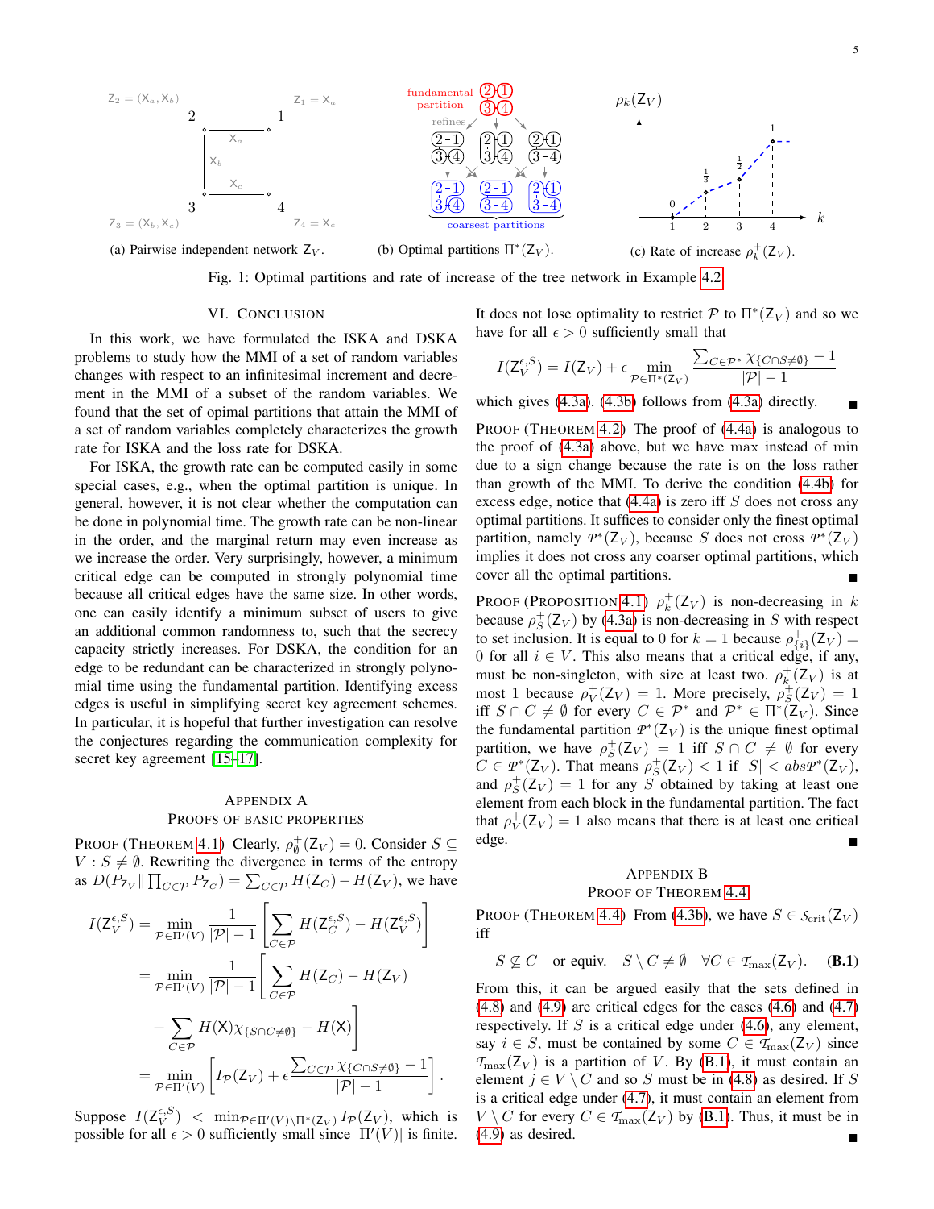(a) Pairwise independent network $\mathsf{Z}_V$. (b) Optimal partitions $\Pi^*(\mathsf{Z}_V)$. (c) Rate of increase $\rho_k^+(\mathsf{Z}_V)$.

Fig. 1: Optimal partitions and rate of increase of the tree network in Example 4.2

## VI. Conclusion

In this work, we have formulated the ISKA and DSKA problems to study how the MMI of a set of random variables changes with respect to an infinitesimal increment and decrement in the MMI of a subset of the random variables. We found that the set of opimal partitions that attain the MMI of a set of random variables completely characterizes the growth rate for ISKA and the loss rate for DSKA.

For ISKA, the growth rate can be computed easily in some special cases, e.g., when the optimal partition is unique. In general, however, it is not clear whether the computation can be done in polynomial time. The growth rate can be non-linear in the order, and the marginal return may even increase as we increase the order. Very surprisingly, however, a minimum critical edge can be computed in strongly polynomial time because all critical edges have the same size. In other words, one can easily identify a minimum subset of users to give an additional common randomness to, such that the secrecy capacity strictly increases. For DSKA, the condition for an edge to be redundant can be characterized in strongly polynomial time using the fundamental partition. Identifying excess edges is useful in simplifying secret key agreement schemes. In particular, it is hopeful that further investigation can resolve the conjectures regarding the communication complexity for secret key agreement [15]–[17].

## Appendix A
## Proofs of Basic Properties

Proof (Theorem 4.1) Clearly, $\rho_\emptyset^+(\mathsf{Z}_V)=0$. Consider $S\subseteq V: S\neq\emptyset$. Rewriting the divergence in terms of the entropy as $D(P_{\mathsf{Z}_V}\|\prod_{C\in\mathcal{P}}P_{\mathsf{Z}_C})=\sum_{C\in\mathcal{P}}H(\mathsf{Z}_C)-H(\mathsf{Z}_V)$, we have

$$\begin{aligned}
I(\mathsf{Z}_V^{\epsilon,S}) &= \min_{\mathcal{P}\in\Pi'(V)}\frac{1}{|\mathcal{P}|-1}\left[\sum_{C\in\mathcal{P}}H(\mathsf{Z}_C^{\epsilon,S})-H(\mathsf{Z}_V^{\epsilon,S})\right]\\
&= \min_{\mathcal{P}\in\Pi'(V)}\frac{1}{|\mathcal{P}|-1}\Bigg[\sum_{C\in\mathcal{P}}H(\mathsf{Z}_C)-H(\mathsf{Z}_V)\\
&\qquad+\sum_{C\in\mathcal{P}}H(\mathsf{X})\chi_{\{S\cap C\neq\emptyset\}}-H(\mathsf{X})\Bigg]\\
&= \min_{\mathcal{P}\in\Pi'(V)}\left[I_{\mathcal{P}}(\mathsf{Z}_V)+\epsilon\frac{\sum_{C\in\mathcal{P}}\chi_{\{C\cap S\neq\emptyset\}}-1}{|\mathcal{P}|-1}\right].
\end{aligned}$$

Suppose $I(\mathsf{Z}_V^{\epsilon,S})<\min_{\mathcal{P}\in\Pi'(V)\setminus\Pi^*(\mathsf{Z}_V)}I_{\mathcal{P}}(\mathsf{Z}_V)$, which is possible for all $\epsilon>0$ sufficiently small since $|\Pi'(V)|$ is finite. It does not lose optimality to restrict $\mathcal{P}$ to $\Pi^*(\mathsf{Z}_V)$ and so we have for all $\epsilon>0$ sufficiently small that

$$I(\mathsf{Z}_V^{\epsilon,S})=I(\mathsf{Z}_V)+\epsilon\min_{\mathcal{P}\in\Pi^*(\mathsf{Z}_V)}\frac{\sum_{C\in\mathcal{P}^*}\chi_{\{C\cap S\neq\emptyset\}}-1}{|\mathcal{P}|-1}$$

which gives (4.3a). (4.3b) follows from (4.3a) directly. ■

Proof (Theorem 4.2) The proof of (4.4a) is analogous to the proof of (4.3a) above, but we have max instead of min due to a sign change because the rate is on the loss rather than growth of the MMI. To derive the condition (4.4b) for excess edge, notice that (4.4a) is zero iff $S$ does not cross any optimal partitions. It suffices to consider only the finest optimal partition, namely $\mathscr{P}^*(\mathsf{Z}_V)$, because $S$ does not cross $\mathscr{P}^*(\mathsf{Z}_V)$ implies it does not cross any coarser optimal partitions, which cover all the optimal partitions. ■

Proof (Proposition 4.1) $\rho_k^+(\mathsf{Z}_V)$ is non-decreasing in $k$ because $\rho_S^+(\mathsf{Z}_V)$ by (4.3a) is non-decreasing in $S$ with respect to set inclusion. It is equal to 0 for $k=1$ because $\rho_{\{i\}}^+(\mathsf{Z}_V)=0$ for all $i\in V$. This also means that a critical edge, if any, must be non-singleton, with size at least two. $\rho_k^+(\mathsf{Z}_V)$ is at most 1 because $\rho_V^+(\mathsf{Z}_V)=1$. More precisely, $\rho_S^+(\mathsf{Z}_V)=1$ iff $S\cap C\neq\emptyset$ for every $C\in\mathcal{P}^*$ and $\mathcal{P}^*\in\Pi^*(\mathsf{Z}_V)$. Since the fundamental partition $\mathscr{P}^*(\mathsf{Z}_V)$ is the unique finest optimal partition, we have $\rho_S^+(\mathsf{Z}_V)=1$ iff $S\cap C\neq\emptyset$ for every $C\in\mathscr{P}^*(\mathsf{Z}_V)$. That means $\rho_S^+(\mathsf{Z}_V)<1$ if $|S|<abs\mathscr{P}^*(\mathsf{Z}_V)$, and $\rho_S^+(\mathsf{Z}_V)=1$ for any $S$ obtained by taking at least one element from each block in the fundamental partition. The fact that $\rho_V^+(\mathsf{Z}_V)=1$ also means that there is at least one critical edge. ■

## Appendix B
## Proof of Theorem 4.4

Proof (Theorem 4.4) From (4.3b), we have $S\in\mathcal{S}_{\text{crit}}(\mathsf{Z}_V)$ iff

$$S\not\subseteq C\quad\text{or equiv.}\quad S\setminus C\neq\emptyset\quad\forall C\in\mathcal{T}_{\max}(\mathsf{Z}_V).\qquad\text{(B.1)}$$

From this, it can be argued easily that the sets defined in (4.8) and (4.9) are critical edges for the cases (4.6) and (4.7) respectively. If $S$ is a critical edge under (4.6), any element, say $i\in S$, must be contained by some $C\in\mathcal{T}_{\max}(\mathsf{Z}_V)$ since $\mathcal{T}_{\max}(\mathsf{Z}_V)$ is a partition of $V$. By (B.1), it must contain an element $j\in V\setminus C$ and so $S$ must be in (4.8) as desired. If $S$ is a critical edge under (4.7), it must contain an element from $V\setminus C$ for every $C\in\mathcal{T}_{\max}(\mathsf{Z}_V)$ by (B.1). Thus, it must be in (4.9) as desired. ■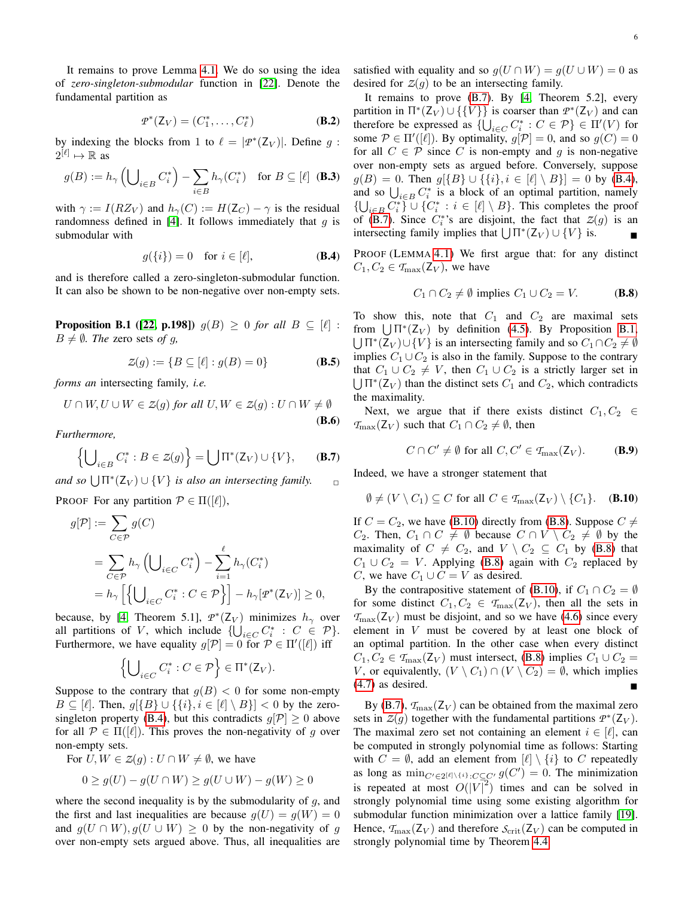It remains to prove Lemma 4.1. We do so using the idea of *zero-singleton-submodular* function in [22]. Denote the fundamental partition as

$$\mathcal{P}^*(\mathsf{Z}_V) = (C_1^*, \dots, C_\ell^*) \tag{B.2}$$

by indexing the blocks from 1 to $\ell = |\mathcal{P}^*(\mathsf{Z}_V)|$. Define $g : 2^{[\ell]} \mapsto \mathbb{R}$ as

$$g(B) := h_\gamma\left(\bigcup\nolimits_{i \in B} C_i^*\right) - \sum_{i\in B} h_\gamma(C_i^*) \quad \text{for } B \subseteq [\ell] \tag{B.3}$$

with $\gamma := I(R\mathsf{Z}_V)$ and $h_\gamma(C) := H(\mathsf{Z}_C) - \gamma$ is the residual randomness defined in [4]. It follows immediately that $g$ is submodular with

$$g(\{i\}) = 0 \quad \text{for } i \in [\ell], \tag{B.4}$$

and is therefore called a zero-singleton-submodular function. It can also be shown to be non-negative over non-empty sets.

**Proposition B.1 ([22, p.198])** *$g(B) \geq 0$ for all $B \subseteq [\ell] : B \neq \emptyset$. The* zero sets *of $g$,*

$$\mathcal{Z}(g) := \{B \subseteq [\ell] : g(B) = 0\} \tag{B.5}$$

*forms an* intersecting family, *i.e.*

$$U \cap W, U \cup W \in \mathcal{Z}(g) \text{ for all } U, W \in \mathcal{Z}(g) : U \cap W \neq \emptyset \tag{B.6}$$

*Furthermore,*

$$\left\{\bigcup\nolimits_{i\in B} C_i^* : B \in \mathcal{Z}(g)\right\} = \bigcup \Pi^*(\mathsf{Z}_V) \cup \{V\}, \tag{B.7}$$

*and so $\bigcup \Pi^*(\mathsf{Z}_V) \cup \{V\}$ is also an intersecting family.* □

PROOF For any partition $\mathcal{P} \in \Pi([\ell])$,

$$\begin{aligned} g[\mathcal{P}] &:= \sum_{C\in\mathcal{P}} g(C) \\ &= \sum_{C\in\mathcal{P}} h_\gamma\left(\bigcup\nolimits_{i\in C} C_i^*\right) - \sum_{i=1}^{\ell} h_\gamma(C_i^*) \\ &= h_\gamma\left[\left\{\bigcup\nolimits_{i\in C} C_i^* : C \in \mathcal{P}\right\}\right] - h_\gamma[\mathcal{P}^*(\mathsf{Z}_V)] \geq 0, \end{aligned}$$

because, by [4, Theorem 5.1], $\mathcal{P}^*(\mathsf{Z}_V)$ minimizes $h_\gamma$ over all partitions of $V$, which include $\{\bigcup_{i\in C} C_i^* : C \in \mathcal{P}\}$. Furthermore, we have equality $g[\mathcal{P}] = 0$ for $\mathcal{P} \in \Pi'([\ell])$ iff

$$\left\{\bigcup\nolimits_{i\in C} C_i^* : C \in \mathcal{P}\right\} \in \Pi^*(\mathsf{Z}_V).$$

Suppose to the contrary that $g(B) < 0$ for some non-empty $B \subseteq [\ell]$. Then, $g[\{B\} \cup \{\{i\}, i \in [\ell] \setminus B\}] < 0$ by the zero-singleton property (B.4), but this contradicts $g[\mathcal{P}] \geq 0$ above for all $\mathcal{P} \in \Pi([\ell])$. This proves the non-negativity of $g$ over non-empty sets.

For $U, W \in \mathcal{Z}(g) : U \cap W \neq \emptyset$, we have

$$0 \geq g(U) - g(U \cap W) \geq g(U \cup W) - g(W) \geq 0$$

where the second inequality is by the submodularity of $g$, and the first and last inequalities are because $g(U) = g(W) = 0$ and $g(U \cap W), g(U \cup W) \geq 0$ by the non-negativity of $g$ over non-empty sets argued above. Thus, all inequalities are satisfied with equality and so $g(U \cap W) = g(U \cup W) = 0$ as desired for $\mathcal{Z}(g)$ to be an intersecting family.

It remains to prove (B.7). By [4, Theorem 5.2], every partition in $\Pi^*(\mathsf{Z}_V) \cup \{\{V\}\}$ is coarser than $\mathcal{P}^*(\mathsf{Z}_V)$ and can therefore be expressed as $\{\bigcup_{i\in C} C_i^* : C \in \mathcal{P}\} \in \Pi'(V)$ for some $\mathcal{P} \in \Pi'([\ell])$. By optimality, $g[\mathcal{P}] = 0$, and so $g(C) = 0$ for all $C \in \mathcal{P}$ since $C$ is non-empty and $g$ is non-negative over non-empty sets as argued before. Conversely, suppose $g(B) = 0$. Then $g[\{B\} \cup \{\{i\}, i \in [\ell] \setminus B\}] = 0$ by (B.4), and so $\bigcup_{i\in B} C_i^*$ is a block of an optimal partition, namely $\{\bigcup_{i\in B} C_i^*\} \cup \{C_i^* : i \in [\ell] \setminus B\}$. This completes the proof of (B.7). Since $C_i^*$'s are disjoint, the fact that $\mathcal{Z}(g)$ is an intersecting family implies that $\bigcup \Pi^*(\mathsf{Z}_V) \cup \{V\}$ is. ■

PROOF (LEMMA 4.1) We first argue that: for any distinct $C_1, C_2 \in \mathcal{T}_{\max}(\mathsf{Z}_V)$, we have

$$C_1 \cap C_2 \neq \emptyset \text{ implies } C_1 \cup C_2 = V. \tag{B.8}$$

To show this, note that $C_1$ and $C_2$ are maximal sets from $\bigcup \Pi^*(\mathsf{Z}_V)$ by definition (4.5). By Proposition B.1, $\bigcup \Pi^*(\mathsf{Z}_V) \cup \{V\}$ is an intersecting family and so $C_1 \cap C_2 \neq \emptyset$ implies $C_1 \cup C_2$ is also in the family. Suppose to the contrary that $C_1 \cup C_2 \neq V$, then $C_1 \cup C_2$ is a strictly larger set in $\bigcup \Pi^*(\mathsf{Z}_V)$ than the distinct sets $C_1$ and $C_2$, which contradicts the maximality.

Next, we argue that if there exists distinct $C_1, C_2 \in \mathcal{T}_{\max}(\mathsf{Z}_V)$ such that $C_1 \cap C_2 \neq \emptyset$, then

$$C \cap C' \neq \emptyset \text{ for all } C, C' \in \mathcal{T}_{\max}(\mathsf{Z}_V). \tag{B.9}$$

Indeed, we have a stronger statement that

$$\emptyset \neq (V \setminus C_1) \subseteq C \text{ for all } C \in \mathcal{T}_{\max}(\mathsf{Z}_V) \setminus \{C_1\}. \tag{B.10}$$

If $C = C_2$, we have (B.10) directly from (B.8). Suppose $C \neq C_2$. Then, $C_1 \cap C \neq \emptyset$ because $C \cap V \setminus C_2 \neq \emptyset$ by the maximality of $C \neq C_2$, and $V \setminus C_2 \subseteq C_1$ by (B.8) that $C_1 \cup C_2 = V$. Applying (B.8) again with $C_2$ replaced by $C$, we have $C_1 \cup C = V$ as desired.

By the contrapositive statement of (B.10), if $C_1 \cap C_2 = \emptyset$ for some distinct $C_1, C_2 \in \mathcal{T}_{\max}(\mathsf{Z}_V)$, then all the sets in $\mathcal{T}_{\max}(\mathsf{Z}_V)$ must be disjoint, and so we have (4.6) since every element in $V$ must be covered by at least one block of an optimal partition. In the other case when every distinct $C_1, C_2 \in \mathcal{T}_{\max}(\mathsf{Z}_V)$ must intersect, (B.8) implies $C_1 \cup C_2 = V$, or equivalently, $(V \setminus C_1) \cap (V \setminus C_2) = \emptyset$, which implies (4.7) as desired. ■

By (B.7), $\mathcal{T}_{\max}(\mathsf{Z}_V)$ can be obtained from the maximal zero sets in $\mathcal{Z}(g)$ together with the fundamental partitions $\mathcal{P}^*(\mathsf{Z}_V)$. The maximal zero set not containing an element $i \in [\ell]$, can be computed in strongly polynomial time as follows: Starting with $C = \emptyset$, add an element from $[\ell] \setminus \{i\}$ to $C$ repeatedly as long as $\min_{C' \in 2^{[\ell]\setminus\{i\}}: C \subsetneq C'} g(C') = 0$. The minimization is repeated at most $O(|V|^2)$ times and can be solved in strongly polynomial time using some existing algorithm for submodular function minimization over a lattice family [19]. Hence, $\mathcal{T}_{\max}(\mathsf{Z}_V)$ and therefore $\mathcal{S}_{\text{crit}}(\mathsf{Z}_V)$ can be computed in strongly polynomial time by Theorem 4.4.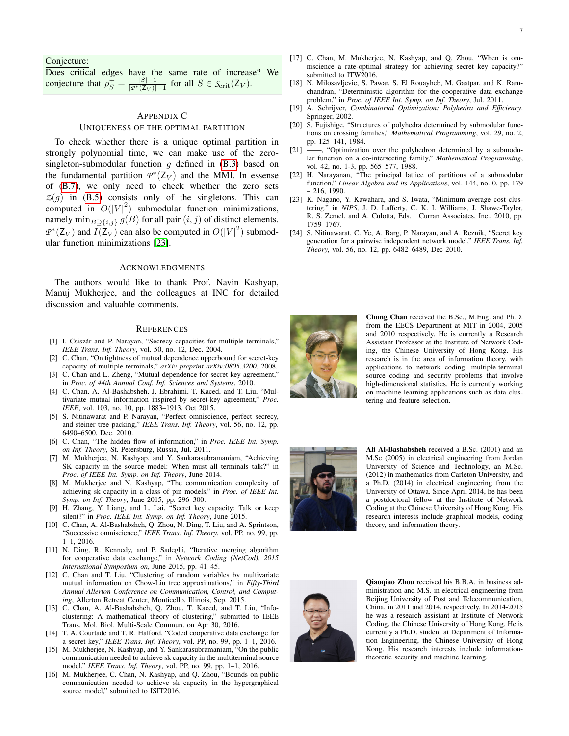Conjecture:
Does critical edges have the same rate of increase? We conjecture that $\rho_S^+ = \frac{|S|-1}{|\mathcal{P}^*(\mathsf{Z}_V)|-1}$ for all $S \in \mathcal{S}_{\text{crit}}(\mathsf{Z}_V)$.

## Appendix C
## Uniqueness of the Optimal Partition

To check whether there is a unique optimal partition in strongly polynomial time, we can make use of the zero-singleton-submodular function $g$ defined in (B.3) based on the fundamental partition $\mathcal{P}^*(\mathsf{Z}_V)$ and the MMI. In essense of (B.7), we only need to check whether the zero sets $\mathcal{Z}(g)$ in (B.5) consists only of the singletons. This can computed in $O(|V|^2)$ submodular function minimizations, namely $\min_{B \supseteq \{i,j\}} g(B)$ for all pair $(i,j)$ of distinct elements. $\mathcal{P}^*(\mathsf{Z}_V)$ and $I(\mathsf{Z}_V)$ can also be computed in $O(|V|^2)$ submodular function minimizations [23].

## Acknowledgments

The authors would like to thank Prof. Navin Kashyap, Manuj Mukherjee, and the colleagues at INC for detailed discussion and valuable comments.

## References

[1] I. Csiszár and P. Narayan, "Secrecy capacities for multiple terminals," *IEEE Trans. Inf. Theory*, vol. 50, no. 12, Dec. 2004.

[2] C. Chan, "On tightness of mutual dependence upperbound for secret-key capacity of multiple terminals," *arXiv preprint arXiv:0805.3200*, 2008.

[3] C. Chan and L. Zheng, "Mutual dependence for secret key agreement," in *Proc. of 44th Annual Conf. Inf. Sciences and Systems*, 2010.

[4] C. Chan, A. Al-Bashabsheh, J. Ebrahimi, T. Kaced, and T. Liu, "Multivariate mutual information inspired by secret-key agreement," *Proc. IEEE*, vol. 103, no. 10, pp. 1883–1913, Oct 2015.

[5] S. Nitinawarat and P. Narayan, "Perfect omniscience, perfect secrecy, and steiner tree packing," *IEEE Trans. Inf. Theory*, vol. 56, no. 12, pp. 6490–6500, Dec. 2010.

[6] C. Chan, "The hidden flow of information," in *Proc. IEEE Int. Symp. on Inf. Theory*, St. Petersburg, Russia, Jul. 2011.

[7] M. Mukherjee, N. Kashyap, and Y. Sankarasubramaniam, "Achieving SK capacity in the source model: When must all terminals talk?" in *Proc. of IEEE Int. Symp. on Inf. Theory*, June 2014.

[8] M. Mukherjee and N. Kashyap, "The communication complexity of achieving sk capacity in a class of pin models," in *Proc. of IEEE Int. Symp. on Inf. Theory*, June 2015, pp. 296–300.

[9] H. Zhang, Y. Liang, and L. Lai, "Secret key capacity: Talk or keep silent?" in *Proc. IEEE Int. Symp. on Inf. Theory*, June 2015.

[10] C. Chan, A. Al-Bashabsheh, Q. Zhou, N. Ding, T. Liu, and A. Sprintson, "Successive omniscience," *IEEE Trans. Inf. Theory*, vol. PP, no. 99, pp. 1–1, 2016.

[11] N. Ding, R. Kennedy, and P. Sadeghi, "Iterative merging algorithm for cooperative data exchange," in *Network Coding (NetCod), 2015 International Symposium on*, June 2015, pp. 41–45.

[12] C. Chan and T. Liu, "Clustering of random variables by multivariate mutual information on Chow-Liu tree approximations," in *Fifty-Third Annual Allerton Conference on Communication, Control, and Computing*, Allerton Retreat Center, Monticello, Illinois, Sep. 2015.

[13] C. Chan, A. Al-Bashabsheh, Q. Zhou, T. Kaced, and T. Liu, "Info-clustering: A mathematical theory of clustering," submitted to IEEE Trans. Mol. Biol. Multi-Scale Commun. on Apr 30, 2016.

[14] T. A. Courtade and T. R. Halford, "Coded cooperative data exchange for a secret key," *IEEE Trans. Inf. Theory*, vol. PP, no. 99, pp. 1–1, 2016.

[15] M. Mukherjee, N. Kashyap, and Y. Sankarasubramaniam, "On the public communication needed to achieve sk capacity in the multiterminal source model," *IEEE Trans. Inf. Theory*, vol. PP, no. 99, pp. 1–1, 2016.

[16] M. Mukherjee, C. Chan, N. Kashyap, and Q. Zhou, "Bounds on public communication needed to achieve sk capacity in the hypergraphical source model," submitted to ISIT2016.

[17] C. Chan, M. Mukherjee, N. Kashyap, and Q. Zhou, "When is omniscience a rate-optimal strategy for achieving secret key capacity?" submitted to ITW2016.

[18] N. Milosavljevic, S. Pawar, S. El Rouayheb, M. Gastpar, and K. Ramchandran, "Deterministic algorithm for the cooperative data exchange problem," in *Proc. of IEEE Int. Symp. on Inf. Theory*, Jul. 2011.

[19] A. Schrijver, *Combinatorial Optimization: Polyhedra and Efficiency*. Springer, 2002.

[20] S. Fujishige, "Structures of polyhedra determined by submodular functions on crossing families," *Mathematical Programming*, vol. 29, no. 2, pp. 125–141, 1984.

[21] ——, "Optimization over the polyhedron determined by a submodular function on a co-intersecting family," *Mathematical Programming*, vol. 42, no. 1-3, pp. 565–577, 1988.

[22] H. Narayanan, "The principal lattice of partitions of a submodular function," *Linear Algebra and its Applications*, vol. 144, no. 0, pp. 179 – 216, 1990.

[23] K. Nagano, Y. Kawahara, and S. Iwata, "Minimum average cost clustering." in *NIPS*, J. D. Lafferty, C. K. I. Williams, J. Shawe-Taylor, R. S. Zemel, and A. Culotta, Eds. Curran Associates, Inc., 2010, pp. 1759–1767.

[24] S. Nitinawarat, C. Ye, A. Barg, P. Narayan, and A. Reznik, "Secret key generation for a pairwise independent network model," *IEEE Trans. Inf. Theory*, vol. 56, no. 12, pp. 6482–6489, Dec 2010.

**Chung Chan** received the B.Sc., M.Eng. and Ph.D. from the EECS Department at MIT in 2004, 2005 and 2010 respectively. He is currently a Research Assistant Professor at the Institute of Network Coding, the Chinese University of Hong Kong. His research is in the area of information theory, with applications to network coding, multiple-terminal source coding and security problems that involve high-dimensional statistics. He is currently working on machine learning applications such as data clustering and feature selection.

**Ali Al-Bashabsheh** received a B.Sc. (2001) and an M.Sc (2005) in electrical engineering from Jordan University of Science and Technology, an M.Sc. (2012) in mathematics from Carleton University, and a Ph.D. (2014) in electrical engineering from the University of Ottawa. Since April 2014, he has been a postdoctoral fellow at the Institute of Network Coding at the Chinese University of Hong Kong. His research interests include graphical models, coding theory, and information theory.

**Qiaoqiao Zhou** received his B.B.A. in business administration and M.S. in electrical engineering from Beijing University of Post and Telecommunication, China, in 2011 and 2014, respectively. In 2014-2015 he was a research assistant at Institute of Network Coding, the Chinese University of Hong Kong. He is currently a Ph.D. student at Department of Information Engineering, the Chinese University of Hong Kong. His research interests include information-theoretic security and machine learning.